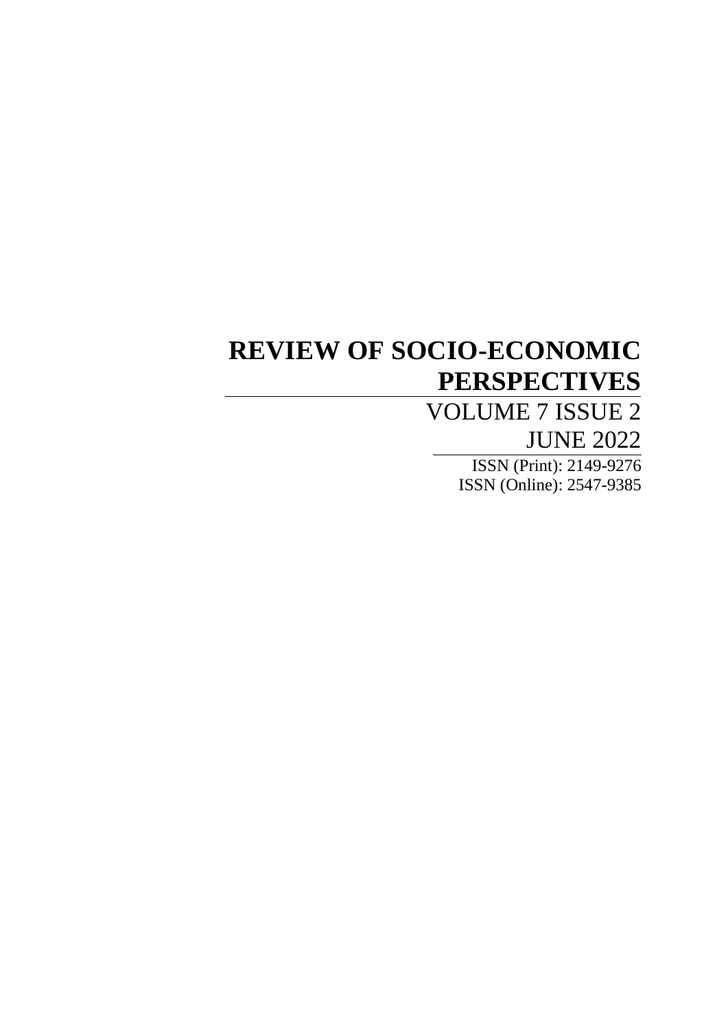# REVIEW OF SOCIO-ECONOMIC PERSPECTIVES

VOLUME 7 ISSUE 2

JUNE 2022

ISSN (Print): 2149-9276

ISSN (Online): 2547-9385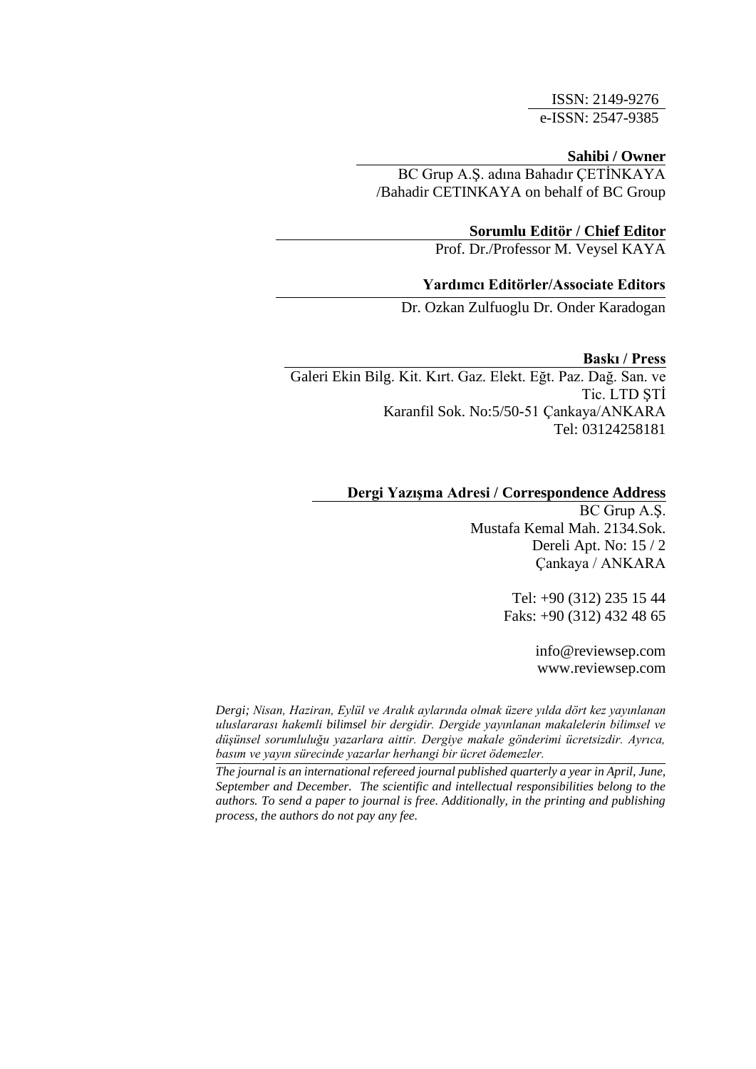ISSN: 2149-9276

e-ISSN: 2547-9385

**Sahibi / Owner**

BC Grup A.Ş. adına Bahadır ÇETİNKAYA /Bahadir CETINKAYA on behalf of BC Group

**Sorumlu Editör / Chief Editor**

Prof. Dr./Professor M. Veysel KAYA

**Yardımcı Editörler/Associate Editors**

Dr. Ozkan Zulfuoglu Dr. Onder Karadogan

**Baskı / Press**

Galeri Ekin Bilg. Kit. Kırt. Gaz. Elekt. Eğt. Paz. Dağ. San. ve Tic. LTD ŞTİ
Karanfil Sok. No:5/50-51 Çankaya/ANKARA
Tel: 03124258181

**Dergi Yazışma Adresi / Correspondence Address**

BC Grup A.Ş.
Mustafa Kemal Mah. 2134.Sok.
Dereli Apt. No: 15 / 2
Çankaya / ANKARA

Tel: +90 (312) 235 15 44
Faks: +90 (312) 432 48 65

info@reviewsep.com
www.reviewsep.com

*Dergi; Nisan, Haziran, Eylül ve Aralık aylarında olmak üzere yılda dört kez yayınlanan uluslararası hakemli bilimsel bir dergidir. Dergide yayınlanan makalelerin bilimsel ve düşünsel sorumluluğu yazarlara aittir. Dergiye makale gönderimi ücretsizdir. Ayrıca, basım ve yayın sürecinde yazarlar herhangi bir ücret ödemezler.*

*The journal is an international refereed journal published quarterly a year in April, June, September and December. The scientific and intellectual responsibilities belong to the authors. To send a paper to journal is free. Additionally, in the printing and publishing process, the authors do not pay any fee.*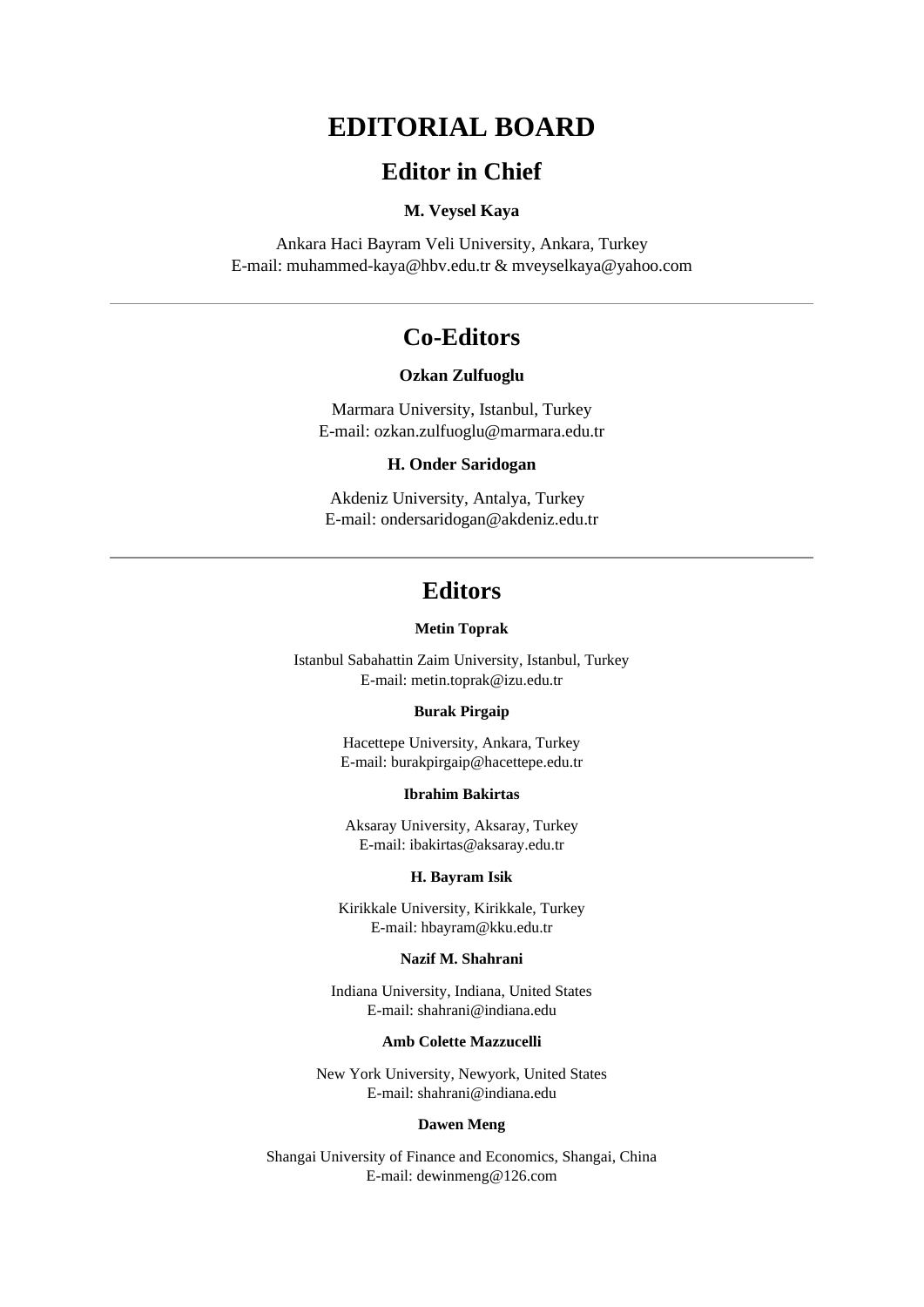# EDITORIAL BOARD

## Editor in Chief

**M. Veysel Kaya**

Ankara Haci Bayram Veli University, Ankara, Turkey
E-mail: muhammed-kaya@hbv.edu.tr & mveyselkaya@yahoo.com

---

## Co-Editors

**Ozkan Zulfuoglu**

Marmara University, Istanbul, Turkey
E-mail: ozkan.zulfuoglu@marmara.edu.tr

**H. Onder Saridogan**

Akdeniz University, Antalya, Turkey
E-mail: ondersaridogan@akdeniz.edu.tr

---

## Editors

**Metin Toprak**

Istanbul Sabahattin Zaim University, Istanbul, Turkey
E-mail: metin.toprak@izu.edu.tr

**Burak Pirgaip**

Hacettepe University, Ankara, Turkey
E-mail: burakpirgaip@hacettepe.edu.tr

**Ibrahim Bakirtas**

Aksaray University, Aksaray, Turkey
E-mail: ibakirtas@aksaray.edu.tr

**H. Bayram Isik**

Kirikkale University, Kirikkale, Turkey
E-mail: hbayram@kku.edu.tr

**Nazif M. Shahrani**

Indiana University, Indiana, United States
E-mail: shahrani@indiana.edu

**Amb Colette Mazzucelli**

New York University, Newyork, United States
E-mail: shahrani@indiana.edu

**Dawen Meng**

Shangai University of Finance and Economics, Shangai, China
E-mail: dewinmeng@126.com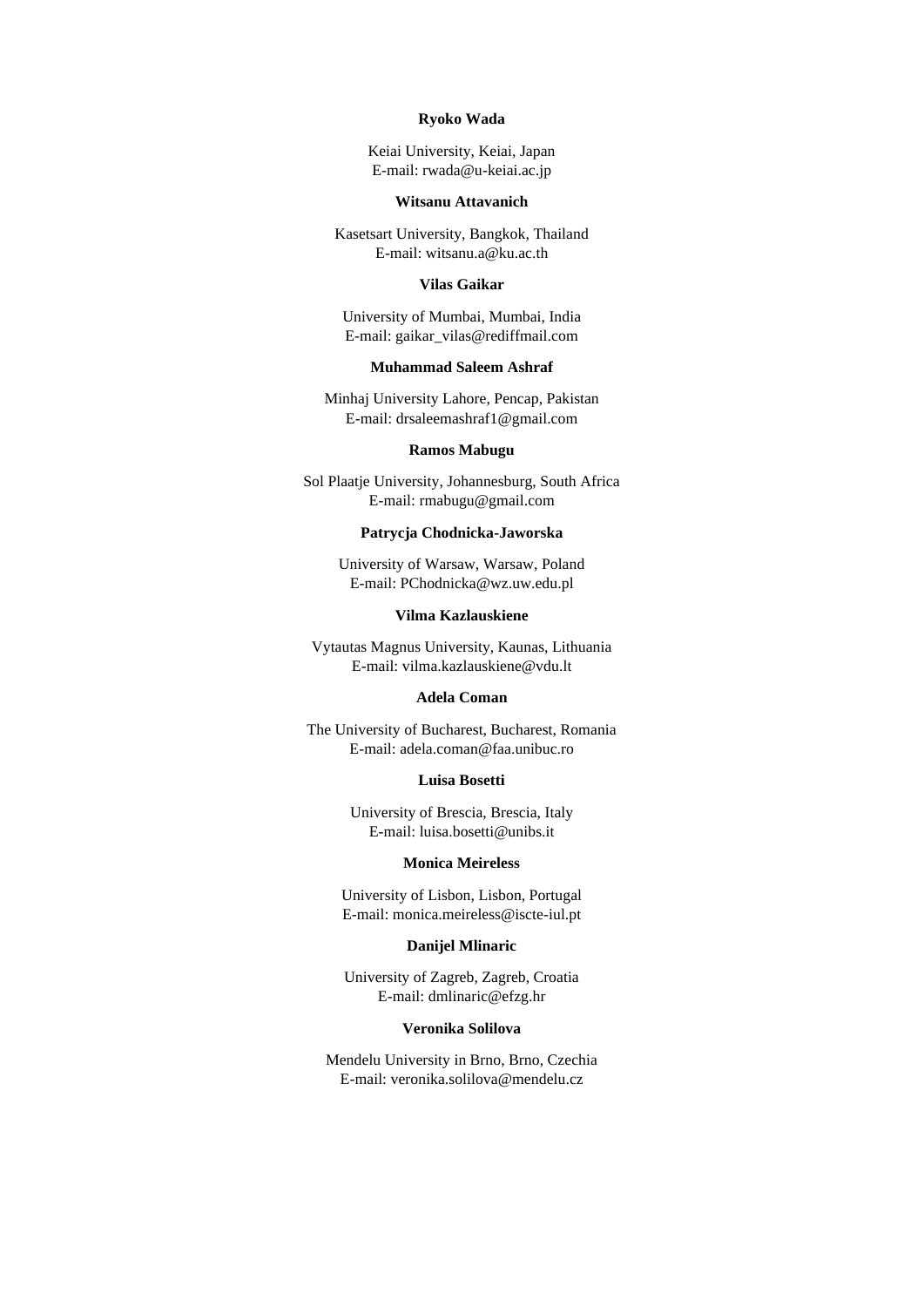**Ryoko Wada**

Keiai University, Keiai, Japan
E-mail: rwada@u-keiai.ac.jp

**Witsanu Attavanich**

Kasetsart University, Bangkok, Thailand
E-mail: witsanu.a@ku.ac.th

**Vilas Gaikar**

University of Mumbai, Mumbai, India
E-mail: gaikar_vilas@rediffmail.com

**Muhammad Saleem Ashraf**

Minhaj University Lahore, Pencap, Pakistan
E-mail: drsaleemashraf1@gmail.com

**Ramos Mabugu**

Sol Plaatje University, Johannesburg, South Africa
E-mail: rmabugu@gmail.com

**Patrycja Chodnicka-Jaworska**

University of Warsaw, Warsaw, Poland
E-mail: PChodnicka@wz.uw.edu.pl

**Vilma Kazlauskiene**

Vytautas Magnus University, Kaunas, Lithuania
E-mail: vilma.kazlauskiene@vdu.lt

**Adela Coman**

The University of Bucharest, Bucharest, Romania
E-mail: adela.coman@faa.unibuc.ro

**Luisa Bosetti**

University of Brescia, Brescia, Italy
E-mail: luisa.bosetti@unibs.it

**Monica Meireless**

University of Lisbon, Lisbon, Portugal
E-mail: monica.meireless@iscte-iul.pt

**Danijel Mlinaric**

University of Zagreb, Zagreb, Croatia
E-mail: dmlinaric@efzg.hr

**Veronika Solilova**

Mendelu University in Brno, Brno, Czechia
E-mail: veronika.solilova@mendelu.cz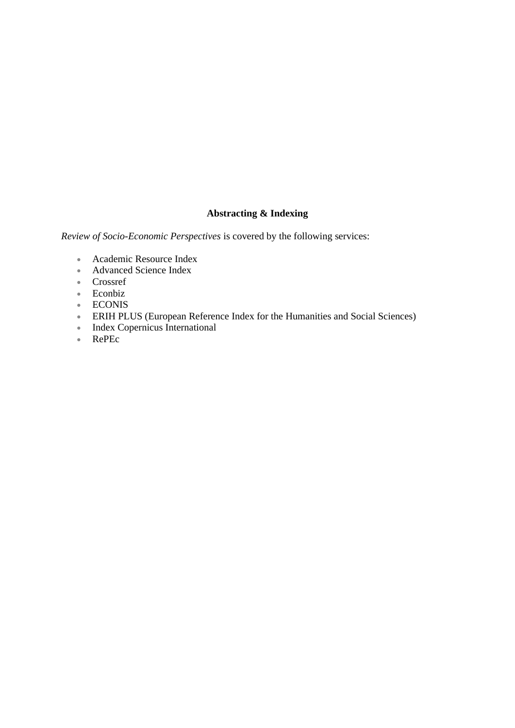## Abstracting & Indexing

*Review of Socio-Economic Perspectives* is covered by the following services:

- Academic Resource Index
- Advanced Science Index
- Crossref
- Econbiz
- ECONIS
- ERIH PLUS (European Reference Index for the Humanities and Social Sciences)
- Index Copernicus International
- RePEc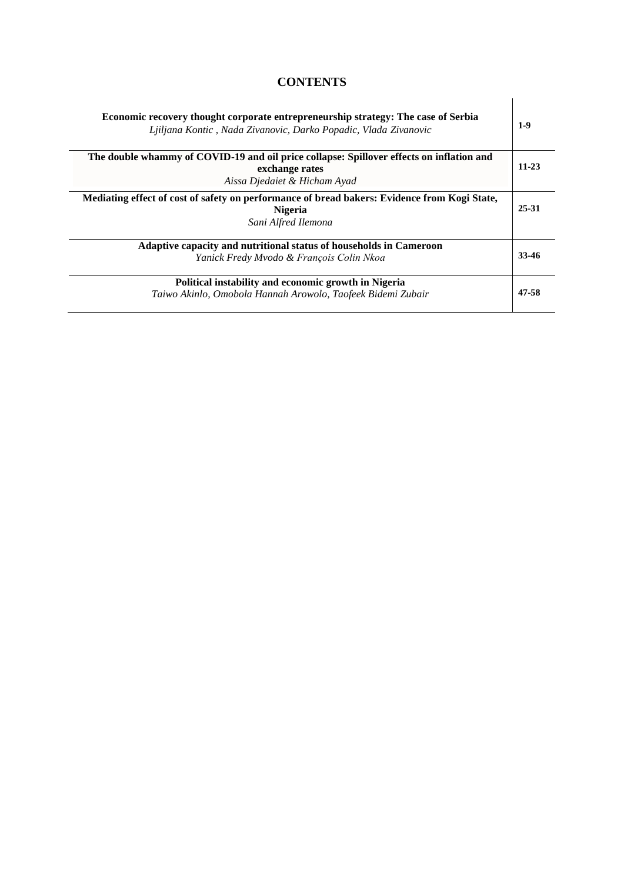## CONTENTS

| | |
|---|---|
| **Economic recovery thought corporate entrepreneurship strategy: The case of Serbia** *Ljiljana Kontic , Nada Zivanovic, Darko Popadic, Vlada Zivanovic* | **1-9** |
| **The double whammy of COVID-19 and oil price collapse: Spillover effects on inflation and exchange rates** *Aissa Djedaiet & Hicham Ayad* | **11-23** |
| **Mediating effect of cost of safety on performance of bread bakers: Evidence from Kogi State, Nigeria** *Sani Alfred Ilemona* | **25-31** |
| **Adaptive capacity and nutritional status of households in Cameroon** *Yanick Fredy Mvodo & François Colin Nkoa* | **33-46** |
| **Political instability and economic growth in Nigeria** *Taiwo Akinlo, Omobola Hannah Arowolo, Taofeek Bidemi Zubair* | **47-58** |